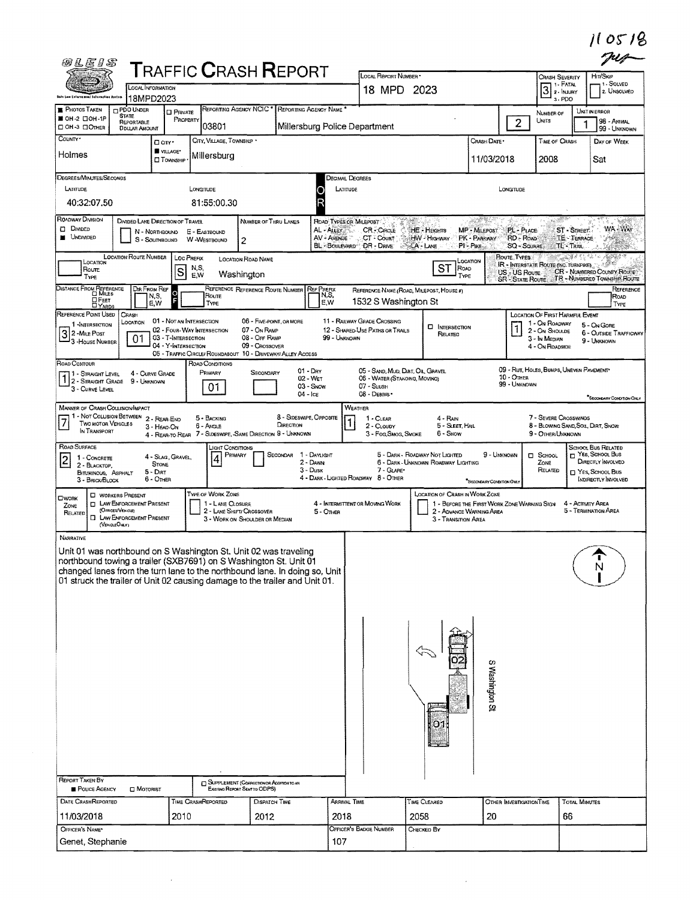110518

# Traffic Crash Report

| Field | Value |
|---|---|
| Local Information | 18MPD2023 |
| Local Report Number | 18 MPD 2023 |
| Crash Severity | 3 (1 - Fatal, 2 - Injury, 3 - PDO) |
| Hit/Skip | 1 - Solved, 2 - Unsolved |
| Photos Taken | OH-2 |
| Reporting Agency NCIC | 03801 |
| Reporting Agency Name | Millersburg Police Department |
| Number of Units | 2 |
| Unit in Error | 1 |
| County | Holmes |
| City, Village, Township | Village - Millersburg |
| Crash Date | 11/03/2018 |
| Time of Crash | 2008 |
| Day of Week | Sat |
| Latitude | 40:32:07.50 |
| Longitude | 81:55:00.30 |
| Roadway Division | Undivided |
| Number of Thru Lanes | 2 |
| Location Route Prefix | S |
| Location Road Name | Washington |
| Location Road Type | ST |
| Reference Name (Road, Milepost, House #) | 1532 S Washington St |
| Reference Point Used | 3 - House Number |
| Crash Location | 01 - Not an Intersection |
| Location of First Harmful Event | 1 - On Roadway |
| Road Contour | 1 - Straight Level |
| Road Conditions (Primary) | 01 - Dry |
| Manner of Crash Collision/Impact | 7 - Sideswipe, Same Direction |
| Weather | 1 - Clear |
| Road Surface | 2 - Blacktop, Bituminous, Asphalt |
| Light Conditions (Primary) | 4 - Dark - Lighted Roadway |

## Narrative

Unit 01 was northbound on S Washington St. Unit 02 was traveling northbound towing a trailer (SXB7691) on S Washington St. Unit 01 changed lanes from the turn lane to the northbound lane. In doing so, Unit 01 struck the trailer of Unit 02 causing damage to the trailer and Unit 01.

(Diagram: N arrow; units 01 and 02 on S Washington St)

| Report Taken By | Date Crash Reported | Time Crash Reported | Dispatch Time | Arrival Time | Time Cleared | Other Investigation Time | Total Minutes |
|---|---|---|---|---|---|---|---|
| Police Agency | 11/03/2018 | 2010 | 2012 | 2018 | 2058 | 20 | 66 |

| Officer's Name | Officer's Badge Number | Checked By |
|---|---|---|
| Genet, Stephanie | 107 | |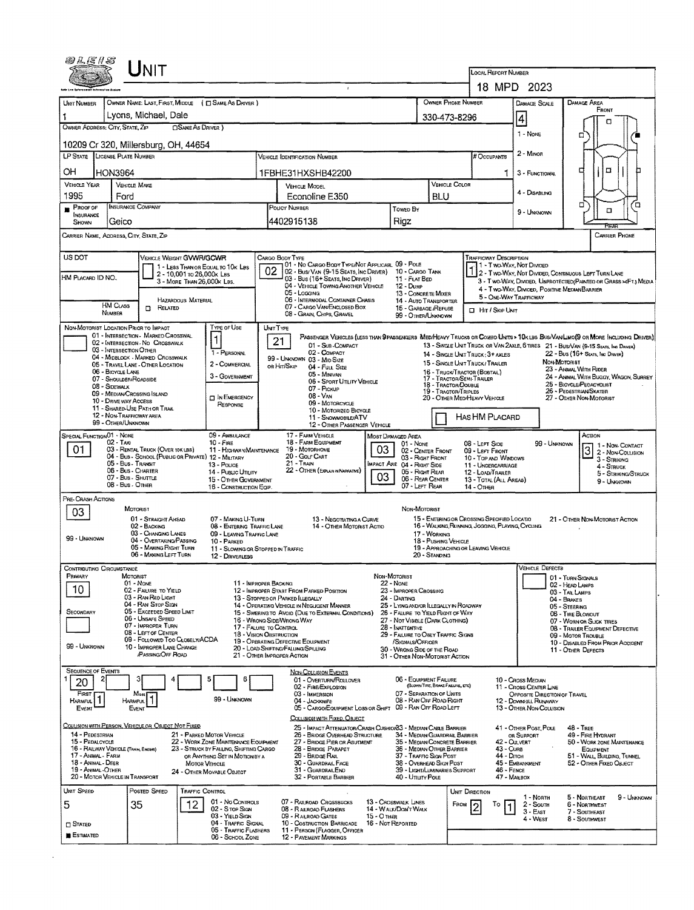# UNIT

**Local Report Number:** 18 MPD 2023

| Unit Number | Owner Name: Last, First, Middle ( ☐ Same As Driver ) | Owner Phone Number | Damage Scale | Damage Area |
|---|---|---|---|---|
| 1 | Lyons, Michael, Dale | 330-473-8296 | 4 | Front |

**Owner Address: City, State, Zip** ☐ Same As Driver: 10209 Cr 320, Millersburg, OH, 44654

Damage Scale: 1 - None, 2 - Minor, 3 - Functional, 4 - Disabling, 9 - Unknown

| LP State | License Plate Number | Vehicle Identification Number | # Occupants |
|---|---|---|---|
| OH | HON3964 | 1FBHE31HXSHB42200 | 1 |

| Vehicle Year | Vehicle Make | Vehicle Model | Vehicle Color |
|---|---|---|---|
| 1995 | Ford | Econoline E350 | BLU |

| Proof of Insurance Shown | Insurance Company | Policy Number | Towed By |
|---|---|---|---|
| ■ | Geico | 4402915138 | Rigz |

Carrier Name, Address, City, State, Zip | Carrier Phone

**US DOT** | **HM Placard ID No.** | **HM Class Number**

**Vehicle Weight GVWR/GCWR:** 1 - Less Than or Equal to 10k Lbs; 2 - 10,001 to 26,000k Lbs; 3 - More Than 26,000k Lbs.

Hazardous Material ☐ Related

**Cargo Body Type:** 02
01 - No Cargo Body Type/Not Applicable; 02 - Bus/Van (9-15 Seats, Inc Driver); 03 - Bus (16+ Seats, Inc Driver); 04 - Vehicle Towing Another Vehicle; 05 - Logging; 06 - Intermodal Container Chassis; 07 - Cargo Van/Enclosed Box; 08 - Grain, Chips, Gravel; 09 - Pole; 10 - Cargo Tank; 11 - Flat Bed; 12 - Dump; 13 - Concrete Mixer; 14 - Auto Transporter; 15 - Garbage/Refuse; 99 - Other/Unknown

**Trafficway Description:** 1
1 - Two-Way, Not Divided; 2 - Two-Way, Not Divided, Continuous Left Turn Lane; 3 - Two-Way, Divided, Unprotected (Painted or Grass <4Ft.) Media; 4 - Two-Way, Divided, Positive Median Barrier; 5 - One-Way Trafficway

☐ Hit / Skip Unit

**Non-Motorist Location Prior to Impact:**
01 - Intersection - Marked Crosswalk; 02 - Intersection - No Crosswalk; 03 - Intersection Other; 04 - Midblock - Marked Crosswalk; 05 - Travel Lane - Other Location; 06 - Bicycle Lane; 07 - Shoulder/Roadside; 08 - Sidewalk; 09 - Median/Crossing Island; 10 - Drive Way Access; 11 - Shared-Use Path or Trail; 12 - Non-Trafficway Area; 99 - Other/Unknown

**Type of Use:** 1
1 - Personal; 2 - Commercial; 3 - Government; ☐ In Emergency Response

**Unit Type:** 21
Passenger Vehicles (Less than 9 passengers): 01 - Sub-Compact; 02 - Compact; 99 - Unknown; 03 - Mid Size; or Hit/Skip 04 - Full Size; 05 - Minivan; 06 - Sport Utility Vehicle; 07 - Pickup; 08 - Van; 09 - Motorcycle; 10 - Motorized Bicycle; 11 - Snowmobile/ATV; 12 - Other Passenger Vehicle
Med/Heavy Trucks or Combo Units > 10k Lbs: 13 - Single Unit Truck or Van 2Axle, 6 Tires; 14 - Single Unit Truck: 3+ Axles; 15 - Single Unit Truck/Trailer; 16 - Truck/Tractor (Bobtail); 17 - Tractor/Semi-Trailer; 18 - Tractor/Double; 19 - Tractor/Triples; 20 - Other Med/Heavy Vehicle
Bus/Van/Limo (9 or More Including Driver): 21 - Bus/Van (9-15 Seats, Inc Driver); 22 - Bus (16+ Seats, Inc Driver)
Non-Motorist: 23 - Animal With Rider; 24 - Animal With Buggy, Wagon, Surrey; 25 - Bicycle/Pedacyclist; 26 - Pedestrian/Skater; 27 - Other Non-Motorist

☐ Has HM Placard

**Special Function:** 01
01 - None; 02 - Taxi; 03 - Rental Truck (Over 10k lbs); 04 - Bus - School (Public or Private); 05 - Bus - Transit; 06 - Bus - Charter; 07 - Bus - Shuttle; 08 - Bus - Other; 09 - Ambulance; 10 - Fire; 11 - Highway/Maintenance; 12 - Military; 13 - Police; 14 - Public Utility; 15 - Other Government; 16 - Construction Eqip.; 17 - Farm Vehicle; 18 - Farm Equipment; 19 - Motorhome; 20 - Golf Cart; 21 - Train; 22 - Other (Explain in Narrative)

**Most Damaged Area:** 03; **Impact Are:** 03
01 - None; 02 - Center Front; 03 - Right Front; 04 - Right Side; 05 - Right Rear; 06 - Rear Center; 07 - Left Rear; 08 - Left Side; 09 - Left Front; 10 - Top and Windows; 11 - Undercarriage; 12 - Load/Trailer; 13 - Total (All Areas); 14 - Other; 99 - Unknown

**Action:** 3
1 - Non-Contact; 2 - Non-Collision; 3 - Striking; 4 - Struck; 5 - Striking/Struck; 9 - Unknown

**Pre-Crash Actions:** 03
Motorist: 01 - Straight Ahead; 02 - Backing; 03 - Changing Lanes; 04 - Overtaking/Passing; 05 - Making Right Turn; 06 - Making Left Turn; 07 - Making U-Turn; 08 - Entering Traffic Lane; 09 - Leaving Traffic Lane; 10 - Parked; 11 - Slowing or Stopped in Traffic; 12 - Driverless; 13 - Negotiating a Curve; 14 - Other Motorist Actio
Non-Motorist: 15 - Entering or Crossing Specified Locatio; 16 - Walking, Running, Jogging, Playing, Cycling; 17 - Working; 18 - Pushing Vehicle; 19 - Approaching or Leaving Vehicle; 20 - Standing; 21 - Other Non-Motorist Action
99 - Unknown

**Contributing Circumstance:** Primary: 10; Secondary: (blank)
Motorist: 01 - None; 02 - Failure to Yield; 03 - Ran Red Light; 04 - Ran Stop Sign; 05 - Exceeded Speed Limit; 06 - Unsafe Speed; 07 - Improper Turn; 08 - Left of Center; 09 - Followed Too Closely/ACDA; 10 - Improper Lane Change /Passing/Off Road; 11 - Improper Backing; 12 - Improper Start From Parked Position; 13 - Stopped or Parked Illegally; 14 - Operating Vehicle in Negligent Manner; 15 - Swering to Avoid (Due to External Conditions); 16 - Wrong Side/Wrong Way; 17 - Failure to Control; 18 - Vision Obstruction; 19 - Operating Defective Equipment; 20 - Load Shifting/Falling/Spilling; 21 - Other Improper Action
Non-Motorist: 22 - None; 23 - Improper Crossing; 24 - Darting; 25 - Lying and/or Illegally in Roadway; 26 - Failure to Yield to Right of Way; 27 - Not Visible (Dark Clothing); 28 - Inattentive; 29 - Failure to Obey Traffic Signs /Signals/Officer; 30 - Wrong Side of the Road; 31 - Other Non-Motorist Action
99 - Unknown

**Vehicle Defects:**
01 - Turn Signals; 02 - Head Lamps; 03 - Tail Lamps; 04 - Brakes; 05 - Steering; 06 - Tire Blowout; 07 - Worn or Slick Tires; 08 - Trailer Equipment Defective; 09 - Motor Trouble; 10 - Disabled From Prior Accident; 11 - Other Defects

**Sequence of Events:** 1: 20; First Harmful Event: 1; Most Harmful Event: 1
99 - Unknown
Non-Collision Events: 01 - Overturn/Rollover; 02 - Fire/Explosion; 03 - Immersion; 04 - Jackknife; 05 - Cargo/Equipment Loss or Shift; 06 - Equipment Failure (Blown Tire, Brake Failure, etc); 07 - Separation of Units; 08 - Ran Off Road Right; 09 - Ran Off Road Left; 10 - Cross Median; 11 - Cross Center Line Opposite Direction of Travel; 12 - Downhill Runaway; 13 - Other Non-Collision

**Collision with Person, Vehicle or Object Not Fixed:** 14 - Pedestrian; 15 - Pedalcycle; 16 - Railway Vehicle (Train, Engine); 17 - Animal - Farm; 18 - Animal - Deer; 19 - Animal - Other; 20 - Motor Vehicle in Transport; 21 - Parked Motor Vehicle; 22 - Work Zone Maintenance Equipment; 23 - Struck by Falling, Shifting Cargo or Anything Set in Motion by a Motor Vehicle; 24 - Other Movable Object

**Collision with Fixed, Object:** 25 - Impact Attenuator/Crash Cushion; 26 - Bridge Overhead Structure; 27 - Bridge Pier or Abutment; 28 - Bridge Parapet; 29 - Bridge Rail; 30 - Guardrail Face; 31 - Guardrail End; 32 - Portable Barrier; 33 - Median Cable Barrier; 34 - Median Guardrail Barrier; 35 - Median Concrete Barrier; 36 - Median Other Barrier; 37 - Traffic Sign Post; 38 - Overhead Sign Post; 39 - Light/Luminaries Support; 40 - Utility Pole; 41 - Other Post, Pole or Support; 42 - Culvert; 43 - Curb; 44 - Ditch; 45 - Embankment; 46 - Fence; 47 - Mailbox; 48 - Tree; 49 - Fire Hydrant; 50 - Work Zone Maintenance Equipment; 51 - Wall, Building, Tunnel; 52 - Other Fixed Object

| Unit Speed | Posted Speed | Traffic Control | Unit Direction |
|---|---|---|---|
| 5 | 35 | 12 | From 2 To 1 |

☐ Stated; ■ Estimated

Traffic Control: 01 - No Controls; 02 - Stop Sign; 03 - Yield Sign; 04 - Traffic Signal; 05 - Traffic Flashers; 06 - School Zone; 07 - Railroad Crossbucks; 08 - Railroad Flashers; 09 - Railroad Gates; 10 - Costruction Barricade; 11 - Person (Flagger, Officer; 12 - Pavement Markings; 13 - Crosswalk Lines; 14 - Walk/Don't Walk; 15 - Other; 16 - Not Reported

Unit Direction: 1 - North; 2 - South; 3 - East; 4 - West; 5 - Northeast; 6 - Northwest; 7 - Southeast; 8 - Southwest; 9 - Unknown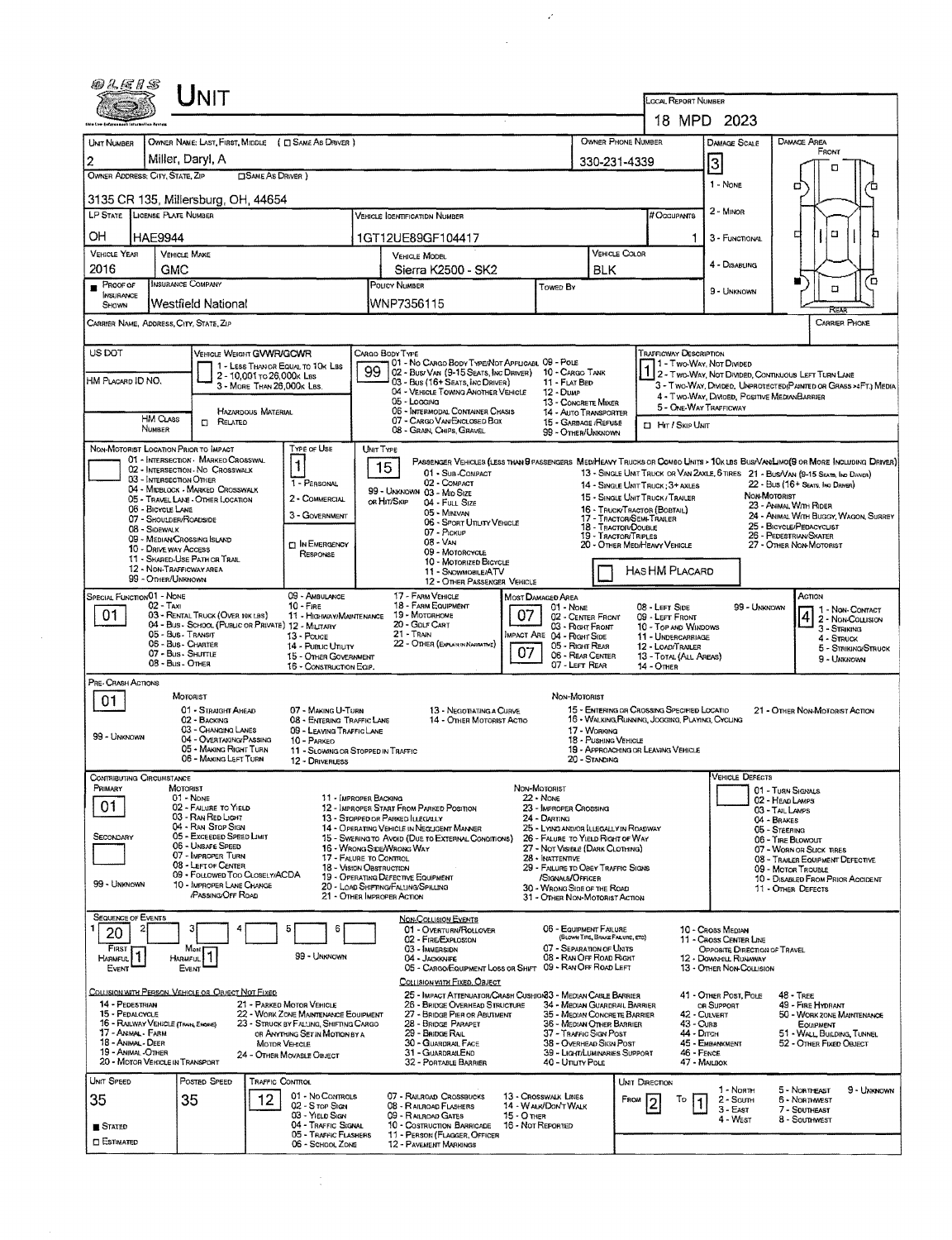# UNIT

**LOCAL REPORT NUMBER:** 18 MPD 2023

| UNIT NUMBER | OWNER NAME: LAST, FIRST, MIDDLE ( ☐ SAME AS DRIVER ) | OWNER PHONE NUMBER | DAMAGE SCALE | DAMAGE AREA |
|---|---|---|---|---|
| 2 | Miller, Daryl, A | 330-231-4339 | 3 | FRONT |

**OWNER ADDRESS: CITY, STATE, ZIP** ☐ SAME AS DRIVER )
3135 CR 135, Millersburg, OH, 44654

DAMAGE SCALE: 1 - NONE; 2 - MINOR; 3 - FUNCTIONAL; 4 - DISABLING; 9 - UNKNOWN

| LP STATE | LICENSE PLATE NUMBER | VEHICLE IDENTIFICATION NUMBER | # OCCUPANTS |
|---|---|---|---|
| OH | HAE9944 | 1GT12UE89GF104417 | 1 |

| VEHICLE YEAR | VEHICLE MAKE | VEHICLE MODEL | VEHICLE COLOR |
|---|---|---|---|
| 2016 | GMC | Sierra K2500 - SK2 | BLK |

| PROOF OF INSURANCE SHOWN | INSURANCE COMPANY | POLICY NUMBER | TOWED BY |
|---|---|---|---|
| ■ | Westfield National | WNP7356115 | |

CARRIER NAME, ADDRESS, CITY, STATE, ZIP — CARRIER PHONE

US DOT

VEHICLE WEIGHT GVWR/GCWR: 1 - LESS THAN OR EQUAL TO 10K LBS; 2 - 10,001 TO 26,000K LBS; 3 - MORE THAN 26,000K LBS.

HM PLACARD ID NO.

HM CLASS NUMBER — ☐ RELATED — HAZARDOUS MATERIAL

CARGO BODY TYPE: **99**
01 - NO CARGO BODY TYPE/NOT APPLICABLE; 02 - BUS/VAN (9-15 SEATS, INC DRIVER); 03 - BUS (16+ SEATS, INC DRIVER); 04 - VEHICLE TOWING ANOTHER VEHICLE; 05 - LOGGING; 06 - INTERMODAL CONTAINER CHASIS; 07 - CARGO VAN/ENCLOSED BOX; 08 - GRAIN, CHIPS, GRAVEL; 09 - POLE; 10 - CARGO TANK; 11 - FLAT BED; 12 - DUMP; 13 - CONCRETE MIXER; 14 - AUTO TRANSPORTER; 15 - GARBAGE /REFUSE; 99 - OTHER/UNKNOWN

TRAFFICWAY DESCRIPTION: **1**
1 - TWO-WAY, NOT DIVIDED; 2 - TWO-WAY, NOT DIVIDED, CONTINUOUS LEFT TURN LANE; 3 - TWO-WAY, DIVIDED, UNPROTECTED(PAINTED OR GRASS >4FT.) MEDIA; 4 - TWO-WAY, DIVIDED, POSITIVE MEDIAN BARRIER; 5 - ONE-WAY TRAFFICWAY
☐ HIT / SKIP UNIT

NON-MOTORIST LOCATION PRIOR TO IMPACT: 01 - INTERSECTION - MARKED CROSSWALK; 02 - INTERSECTION - NO CROSSWALK; 03 - INTERSECTION OTHER; 04 - MIDBLOCK - MARKED CROSSWALK; 05 - TRAVEL LANE - OTHER LOCATION; 06 - BICYCLE LANE; 07 - SHOULDER/ROADSIDE; 08 - SIDEWALK; 09 - MEDIAN/CROSSING ISLAND; 10 - DRIVE WAY ACCESS; 11 - SHARED-USE PATH OR TRAIL; 12 - NON-TRAFFICWAY AREA; 99 - OTHER/UNKNOWN

TYPE OF USE: **1**
1 - PERSONAL; 2 - COMMERCIAL; 3 - GOVERNMENT; ☐ IN EMERGENCY RESPONSE

UNIT TYPE: **15**
PASSENGER VEHICLES (LESS THAN 9 PASSENGERS MED/HEAVY TRUCKS OR COMBO UNITS > 10K LBS BUS/VAN/LIMO(9 OR MORE INCLUDING DRIVER)
01 - SUB-COMPACT; 02 - COMPACT; 99 - UNKNOWN 03 - MID SIZE OR HIT/SKIP; 04 - FULL SIZE; 05 - MINIVAN; 06 - SPORT UTILITY VEHICLE; 07 - PICKUP; 08 - VAN; 09 - MOTORCYCLE; 10 - MOTORIZED BICYCLE; 11 - SNOWMOBILE/ATV; 12 - OTHER PASSENGER VEHICLE
13 - SINGLE UNIT TRUCK OR VAN 2AXLE, 6 TIRES; 14 - SINGLE UNIT TRUCK; 3+ AXLES; 15 - SINGLE UNIT TRUCK / TRAILER; 16 - TRUCK/TRACTOR (BOBTAIL); 17 - TRACTOR/SEMI-TRAILER; 18 - TRACTOR/DOUBLE; 19 - TRACTOR/TRIPLES; 20 - OTHER MED/HEAVY VEHICLE
21 - BUS/VAN (9-15 SEATS, INC DRIVER); 22 - BUS (16+ SEATS, INC DRIVER)
NON-MOTORIST: 23 - ANIMAL WITH RIDER; 24 - ANIMAL WITH BUGGY, WAGON, SURREY; 25 - BICYCLE/PEDACYCLIST; 26 - PEDESTRIAN/SKATER; 27 - OTHER NON-MOTORIST
☐ HAS HM PLACARD

SPECIAL FUNCTION: **01**
01 - NONE; 02 - TAXI; 03 - RENTAL TRUCK (OVER 10K LBS); 04 - BUS - SCHOOL (PUBLIC OR PRIVATE); 05 - BUS - TRANSIT; 06 - BUS - CHARTER; 07 - BUS - SHUTTLE; 08 - BUS - OTHER; 09 - AMBULANCE; 10 - FIRE; 11 - HIGHWAY/MAINTENANCE; 12 - MILITARY; 13 - POLICE; 14 - PUBLIC UTILITY; 15 - OTHER GOVERNMENT; 16 - CONSTRUCTION EQIP.; 17 - FARM VEHICLE; 18 - FARM EQUIPMENT; 19 - MOTORHOME; 20 - GOLF CART; 21 - TRAIN; 22 - OTHER (EXPLAIN IN NARRATIVE)

MOST DAMAGED AREA: **07** — IMPACT ARE: **07**
01 - NONE; 02 - CENTER FRONT; 03 - RIGHT FRONT; 04 - RIGHT SIDE; 05 - RIGHT REAR; 06 - REAR CENTER; 07 - LEFT REAR; 08 - LEFT SIDE; 09 - LEFT FRONT; 10 - TOP AND WINDOWS; 11 - UNDERCARRIAGE; 12 - LOAD/TRAILER; 13 - TOTAL (ALL AREAS); 14 - OTHER; 99 - UNKNOWN

ACTION: **4**
1 - NON-CONTACT; 2 - NON-COLLISION; 3 - STRIKING; 4 - STRUCK; 5 - STRIKING/STRUCK; 9 - UNKNOWN

PRE-CRASH ACTIONS: **01**
MOTORIST: 01 - STRAIGHT AHEAD; 02 - BACKING; 03 - CHANGING LANES; 04 - OVERTAKING/PASSING; 05 - MAKING RIGHT TURN; 06 - MAKING LEFT TURN; 07 - MAKING U-TURN; 08 - ENTERING TRAFFIC LANE; 09 - LEAVING TRAFFIC LANE; 10 - PARKED; 11 - SLOWING OR STOPPED IN TRAFFIC; 12 - DRIVERLESS; 13 - NEGOTIATING A CURVE; 14 - OTHER MOTORIST ACTIO; 99 - UNKNOWN
NON-MOTORIST: 15 - ENTERING OR CROSSING SPECIFIED LOCATIO; 16 - WALKING, RUNNING, JOGGING, PLAYING, CYCLING; 17 - WORKING; 18 - PUSHING VEHICLE; 19 - APPROACHING OR LEAVING VEHICLE; 20 - STANDING; 21 - OTHER NON-MOTORIST ACTION

CONTRIBUTING CIRCUMSTANCE — PRIMARY: **01** — SECONDARY: — 99 - UNKNOWN
MOTORIST: 01 - NONE; 02 - FAILURE TO YIELD; 03 - RAN RED LIGHT; 04 - RAN STOP SIGN; 05 - EXCEEDED SPEED LIMIT; 06 - UNSAFE SPEED; 07 - IMPROPER TURN; 08 - LEFT OF CENTER; 09 - FOLLOWED TOO CLOSELY/ACDA; 10 - IMPROPER LANE CHANGE /PASSING/OFF ROAD; 11 - IMPROPER BACKING; 12 - IMPROPER START FROM PARKED POSITION; 13 - STOPPED OR PARKED ILLEGALLY; 14 - OPERATING VEHICLE IN NEGLIGENT MANNER; 15 - SWERING TO AVOID (DUE TO EXTERNAL CONDITIONS); 16 - WRONG SIDE/WRONG WAY; 17 - FAILURE TO CONTROL; 18 - VISION OBSTRUCTION; 19 - OPERATING DEFECTIVE EQUIPMENT; 20 - LOAD SHIFTING/FALLING/SPILLING; 21 - OTHER IMPROPER ACTION
NON-MOTORIST: 22 - NONE; 23 - IMPROPER CROSSING; 24 - DARTING; 25 - LYING AND/OR ILLEGALLY IN ROADWAY; 26 - FALURE TO YIELD RIGHT OF WAY; 27 - NOT VISIBLE (DARK CLOTHING); 28 - INATTENTIVE; 29 - FAILURE TO OBEY TRAFFIC SIGNS /SIGNALS/OFFICER; 30 - WRONG SIDE OF THE ROAD; 31 - OTHER NON-MOTORIST ACTION

VEHICLE DEFECTS: 01 - TURN SIGNALS; 02 - HEAD LAMPS; 03 - TAIL LAMPS; 04 - BRAKES; 05 - STEERING; 06 - TIRE BLOWOUT; 07 - WORN OR SLICK TIRES; 08 - TRAILER EQUIPMENT DEFECTIVE; 09 - MOTOR TROUBLE; 10 - DISABLED FROM PRIOR ACCIDENT; 11 - OTHER DEFECTS

SEQUENCE OF EVENTS: 1: **20**; 2; 3; 4; 5; 6
FIRST HARMFUL EVENT: **1** — MOST HARMFUL EVENT: **1** — 99 - UNKNOWN

NON-COLLISION EVENTS: 01 - OVERTURN/ROLLOVER; 02 - FIRE/EXPLOSION; 03 - IMMERSION; 04 - JACKKNIFE; 05 - CARGO/EQUIPMENT LOSS OR SHIFT; 06 - EQUIPMENT FAILURE (BLOWN TIRE, BRAKE FAILURE, ETC); 07 - SEPARATION OF UNITS; 08 - RAN OFF ROAD RIGHT; 09 - RAN OFF ROAD LEFT; 10 - CROSS MEDIAN; 11 - CROSS CENTER LINE OPPOSITE DIRECTION OF TRAVEL; 12 - DOWNHILL RUNAWAY; 13 - OTHER NON-COLLISION

COLLISION WITH PERSON, VEHICLE OR OBJECT NOT FIXED: 14 - PEDESTRIAN; 15 - PEDALCYCLE; 16 - RAILWAY VEHICLE (TRAIN, ENGINE); 17 - ANIMAL - FARM; 18 - ANIMAL - DEER; 19 - ANIMAL - OTHER; 20 - MOTOR VEHICLE IN TRANSPORT; 21 - PARKED MOTOR VEHICLE; 22 - WORK ZONE MAINTENANCE EQUIPMENT; 23 - STRUCK BY FALLING, SHIFTING CARGO OR ANYTHING SET IN MOTION BY A MOTOR VEHICLE; 24 - OTHER MOVABLE OBJECT

COLLISION WITH FIXED, OBJECT: 25 - IMPACT ATTENUATOR/CRASH CUSHION; 26 - BRIDGE OVERHEAD STRUCTURE; 27 - BRIDGE PIER OR ABUTMENT; 28 - BRIDGE PARAPET; 29 - BRIDGE RAIL; 30 - GUARDRAIL FACE; 31 - GUARDRAILEND; 32 - PORTABLE BARRIER; 33 - MEDIAN CABLE BARRIER; 34 - MEDIAN GUARDRAIL BARRIER; 35 - MEDIAN CONCRETE BARRIER; 36 - MEDIAN OTHER BARRIER; 37 - TRAFFIC SIGN POST; 38 - OVERHEAD SIGN POST; 39 - LIGHT/LUMINARIES SUPPORT; 40 - UTILITY POLE; 41 - OTHER POST, POLE OR SUPPORT; 42 - CULVERT; 43 - CURB; 44 - DITCH; 45 - EMBANKMENT; 46 - FENCE; 47 - MAILBOX; 48 - TREE; 49 - FIRE HYDRANT; 50 - WORK ZONE MAINTENANCE EQUIPMENT; 51 - WALL, BUILDING, TUNNEL; 52 - OTHER FIXED OBJECT

| UNIT SPEED | POSTED SPEED | TRAFFIC CONTROL | UNIT DIRECTION |
|---|---|---|---|
| 35 | 35 | 12 | FROM 2 TO 1 |

■ STATED ☐ ESTIMATED

TRAFFIC CONTROL: 01 - NO CONTROLS; 02 - STOP SIGN; 03 - YIELD SIGN; 04 - TRAFFIC SIGNAL; 05 - TRAFFIC FLASHERS; 06 - SCHOOL ZONE; 07 - RAILROAD CROSSBUCKS; 08 - RAILROAD FLASHERS; 09 - RAILROAD GATES; 10 - COSTRUCTION BARRICADE; 11 - PERSON (FLAGGER, OFFICER; 12 - PAVEMENT MARKINGS; 13 - CROSSWALK LINES; 14 - WALK/DON'T WALK; 15 - OTHER; 16 - NOT REPORTED

UNIT DIRECTION: 1 - NORTH; 2 - SOUTH; 3 - EAST; 4 - WEST; 5 - NORTHEAST; 6 - NORTHWEST; 7 - SOUTHEAST; 8 - SOUTHWEST; 9 - UNKNOWN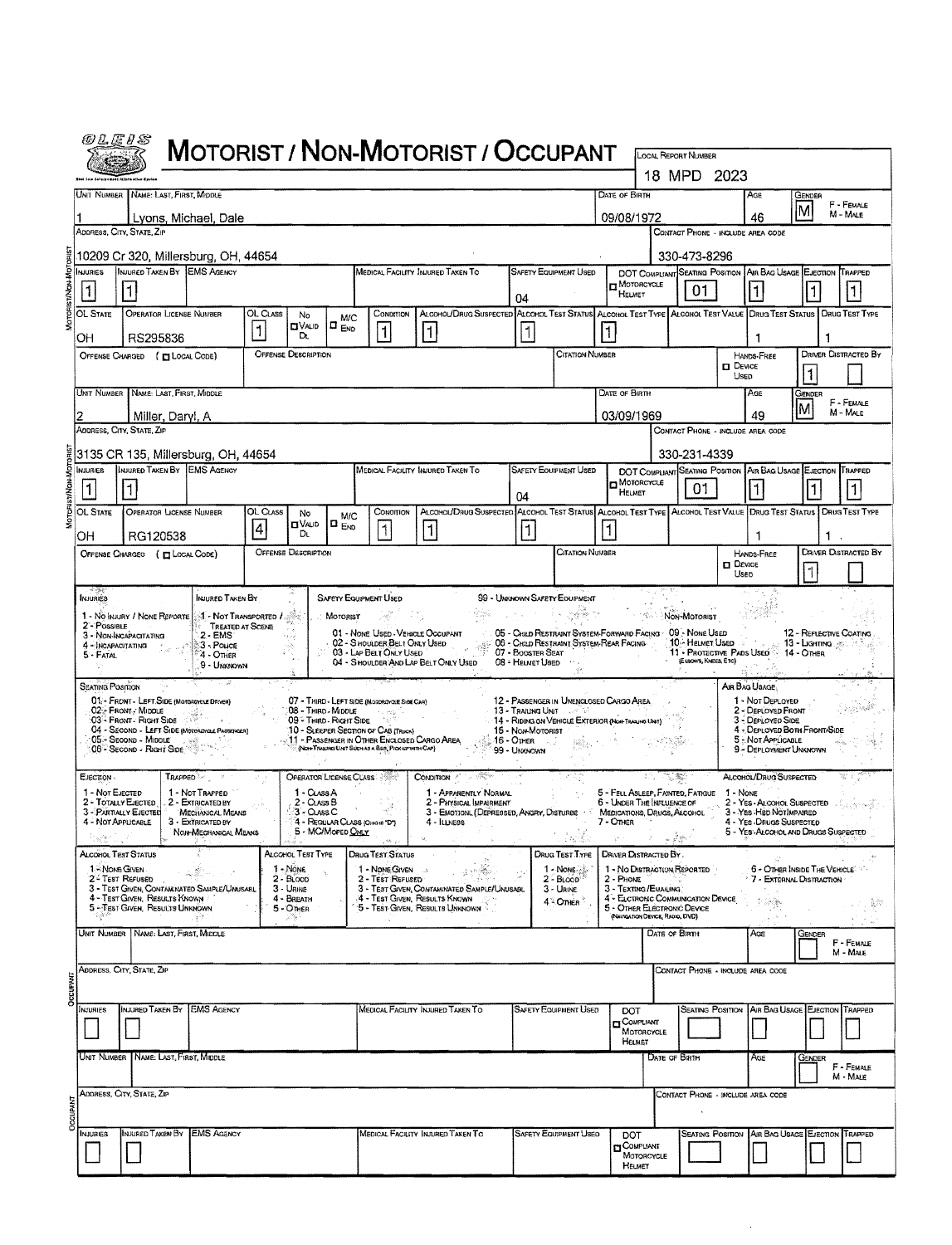# MOTORIST / NON-MOTORIST / OCCUPANT

OLEIS

LOCAL REPORT NUMBER: 18 MPD 2023

## MOTORIST/NON-MOTORIST

| UNIT NUMBER | NAME: LAST, FIRST, MIDDLE | DATE OF BIRTH | AGE | GENDER |
|---|---|---|---|---|
| 1 | Lyons, Michael, Dale | 09/08/1972 | 46 | M |

ADDRESS, CITY, STATE, ZIP: 10209 Cr 320, Millersburg, OH, 44654

CONTACT PHONE - INCLUDE AREA CODE: 330-473-8296

| INJURIES | INJURED TAKEN BY | EMS AGENCY | MEDICAL FACILITY INJURED TAKEN TO | SAFETY EQUIPMENT USED | DOT COMPLIANT MOTORCYCLE HELMET | SEATING POSITION | AIR BAG USAGE | EJECTION | TRAPPED |
|---|---|---|---|---|---|---|---|---|---|
| 1 | 1 | | | 04 | | 01 | 1 | 1 | 1 |

| OL STATE | OPERATOR LICENSE NUMBER | OL CLASS | NO VALID DL | M/C END | CONDITION | ALCOHOL/DRUG SUSPECTED | ALCOHOL TEST STATUS | ALCOHOL TEST TYPE | ALCOHOL TEST VALUE | DRUG TEST STATUS | DRUG TEST TYPE |
|---|---|---|---|---|---|---|---|---|---|---|---|
| OH | RS295836 | 1 | | | 1 | 1 | 1 | 1 | | 1 | 1 |

| OFFENSE CHARGED ( LOCAL CODE) | OFFENSE DESCRIPTION | CITATION NUMBER | HANDS-FREE DEVICE USED | DRIVER DISTRACTED BY |
|---|---|---|---|---|
| | | | | 1 |

| UNIT NUMBER | NAME: LAST, FIRST, MIDDLE | DATE OF BIRTH | AGE | GENDER |
|---|---|---|---|---|
| 2 | Miller, Daryl, A | 03/09/1969 | 49 | M |

ADDRESS, CITY, STATE, ZIP: 3135 CR 135, Millersburg, OH, 44654

CONTACT PHONE - INCLUDE AREA CODE: 330-231-4339

| INJURIES | INJURED TAKEN BY | EMS AGENCY | MEDICAL FACILITY INJURED TAKEN TO | SAFETY EQUIPMENT USED | DOT COMPLIANT MOTORCYCLE HELMET | SEATING POSITION | AIR BAG USAGE | EJECTION | TRAPPED |
|---|---|---|---|---|---|---|---|---|---|
| 1 | 1 | | | 04 | | 01 | 1 | 1 | 1 |

| OL STATE | OPERATOR LICENSE NUMBER | OL CLASS | NO VALID DL | M/C END | CONDITION | ALCOHOL/DRUG SUSPECTED | ALCOHOL TEST STATUS | ALCOHOL TEST TYPE | ALCOHOL TEST VALUE | DRUG TEST STATUS | DRUG TEST TYPE |
|---|---|---|---|---|---|---|---|---|---|---|---|
| OH | RG120538 | 4 | | | 1 | 1 | 1 | 1 | | 1 | 1 |

| OFFENSE CHARGED ( LOCAL CODE) | OFFENSE DESCRIPTION | CITATION NUMBER | HANDS-FREE DEVICE USED | DRIVER DISTRACTED BY |
|---|---|---|---|---|
| | | | | 1 |

## CODES

**INJURIES**
1 - No Injury / None Reported
2 - Possible
3 - Non-Incapacitating
4 - Incapacitating
5 - Fatal

**INJURED TAKEN BY**
1 - Not Transported / Treated at Scene
2 - EMS
3 - Police
4 - Other
9 - Unknown

**SAFETY EQUIPMENT USED**
99 - Unknown Safety Equipment

Motorist
01 - None Used - Vehicle Occupant
02 - Shoulder Belt Only Used
03 - Lap Belt Only Used
04 - Shoulder and Lap Belt Only Used
05 - Child Restraint System-Forward Facing
06 - Child Restraint System-Rear Facing
07 - Booster Seat
08 - Helmet Used

Non-Motorist
09 - None Used
10 - Helmet Used
11 - Protective Pads Used (Elbows, Knees, Etc)
12 - Reflective Coating
13 - Lighting
14 - Other

**SEATING POSITION**
01 - Front - Left Side (Motorcycle Driver)
02 - Front - Middle
03 - Front - Right Side
04 - Second - Left Side (Motorcycle Passenger)
05 - Second - Middle
06 - Second - Right Side
07 - Third - Left Side (Motorcycle Side Car)
08 - Third - Middle
09 - Third - Right Side
10 - Sleeper Section of Cab (Truck)
11 - Passenger in Other Enclosed Cargo Area (Non-Trailing Unit Such as a Bus, Pick-up with Cap)
12 - Passenger in Unenclosed Cargo Area
13 - Trailing Unit
14 - Riding on Vehicle Exterior (Non-Trailing Unit)
15 - Non-Motorist
16 - Other
99 - Unknown

**AIR BAG USAGE**
1 - Not Deployed
2 - Deployed Front
3 - Deployed Side
4 - Deployed Both Front/Side
5 - Not Applicable
9 - Deployment Unknown

**EJECTION**
1 - Not Ejected
2 - Totally Ejected
3 - Partially Ejected
4 - Not Applicable

**TRAPPED**
1 - Not Trapped
2 - Extricated by Mechanical Means
3 - Extricated by Non-Mechanical Means

**OPERATOR LICENSE CLASS**
1 - Class A
2 - Class B
3 - Class C
4 - Regular Class (Ohio is "D")
5 - MC/Moped Only

**CONDITION**
1 - Apparently Normal
2 - Physical Impairment
3 - Emotional (Depressed, Angry, Disturbed)
4 - Illness
5 - Fell Asleep, Fainted, Fatigue
6 - Under the Influence of Medications, Drugs, Alcohol
7 - Other

**ALCOHOL/DRUG SUSPECTED**
1 - None
2 - Yes - Alcohol Suspected
3 - Yes - HBD Not Impaired
4 - Yes - Drugs Suspected
5 - Yes - Alcohol and Drugs Suspected

**ALCOHOL TEST STATUS**
1 - None Given
2 - Test Refused
3 - Test Given, Contaminated Sample/Unusable
4 - Test Given, Results Known
5 - Test Given, Results Unknown

**ALCOHOL TEST TYPE**
1 - None
2 - Blood
3 - Urine
4 - Breath
5 - Other

**DRUG TEST STATUS**
1 - None Given
2 - Test Refused
3 - Test Given, Contaminated Sample/Unusable
4 - Test Given, Results Known
5 - Test Given, Results Unknown

**DRUG TEST TYPE**
1 - None
2 - Blood
3 - Urine
4 - Other

**DRIVER DISTRACTED BY**
1 - No Distraction Reported
2 - Phone
3 - Texting/Emailing
4 - Electronic Communication Device
5 - Other Electronic Device (Navigation Device, Radio, DVD)
6 - Other Inside the Vehicle
7 - External Distraction

## OCCUPANT

| UNIT NUMBER | NAME: LAST, FIRST, MIDDLE | DATE OF BIRTH | AGE | GENDER |
|---|---|---|---|---|
| | | | | |

ADDRESS, CITY, STATE, ZIP:

CONTACT PHONE - INCLUDE AREA CODE:

| INJURIES | INJURED TAKEN BY | EMS AGENCY | MEDICAL FACILITY INJURED TAKEN TO | SAFETY EQUIPMENT USED | DOT COMPLIANT MOTORCYCLE HELMET | SEATING POSITION | AIR BAG USAGE | EJECTION | TRAPPED |
|---|---|---|---|---|---|---|---|---|---|
| | | | | | | | | | |

## OCCUPANT

| UNIT NUMBER | NAME: LAST, FIRST, MIDDLE | DATE OF BIRTH | AGE | GENDER |
|---|---|---|---|---|
| | | | | |

ADDRESS, CITY, STATE, ZIP:

CONTACT PHONE - INCLUDE AREA CODE:

| INJURIES | INJURED TAKEN BY | EMS AGENCY | MEDICAL FACILITY INJURED TAKEN TO | SAFETY EQUIPMENT USED | DOT COMPLIANT MOTORCYCLE HELMET | SEATING POSITION | AIR BAG USAGE | EJECTION | TRAPPED |
|---|---|---|---|---|---|---|---|---|---|
| | | | | | | | | | |